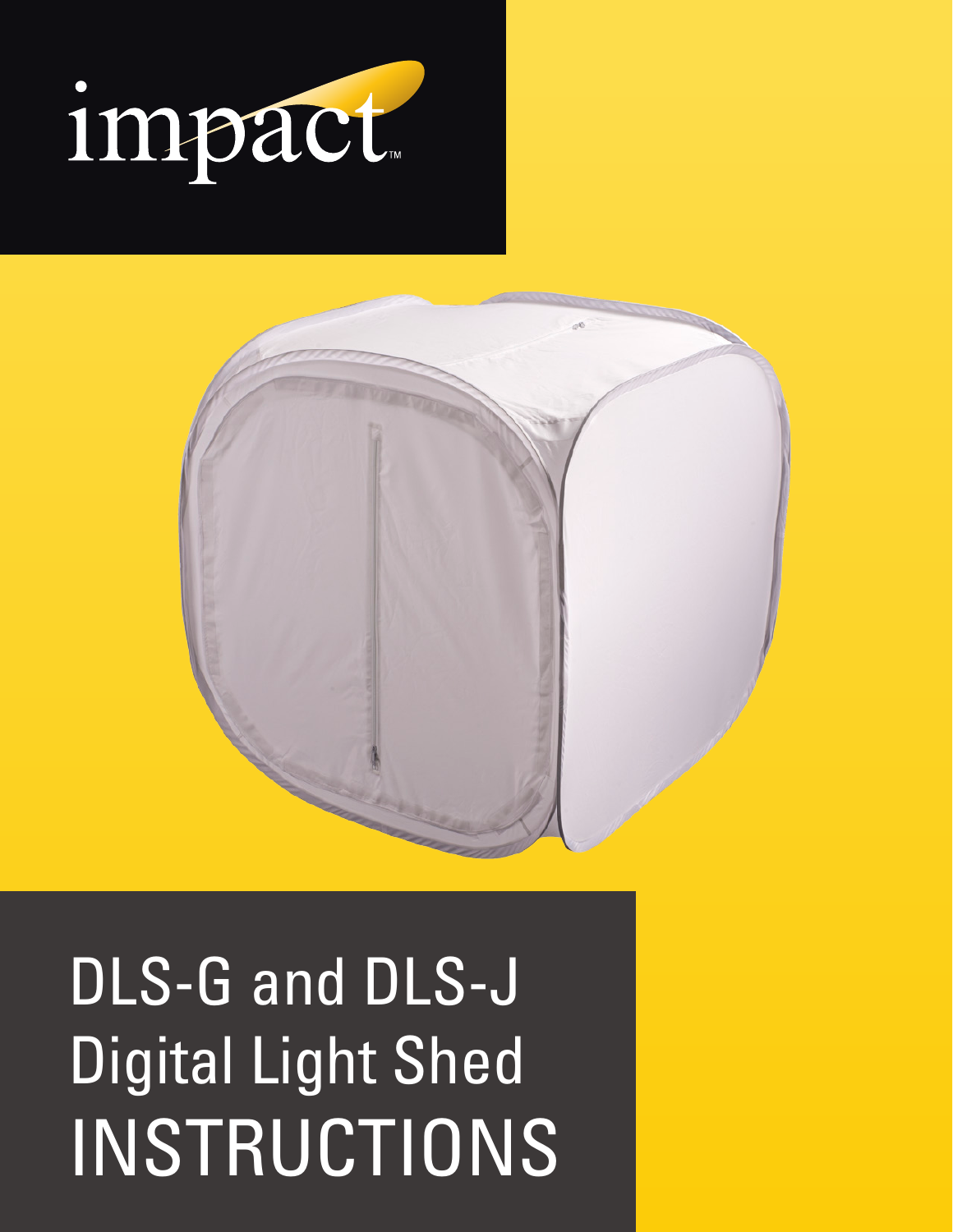impact™

# DLS-G and DLS-J Digital Light Shed INSTRUCTIONS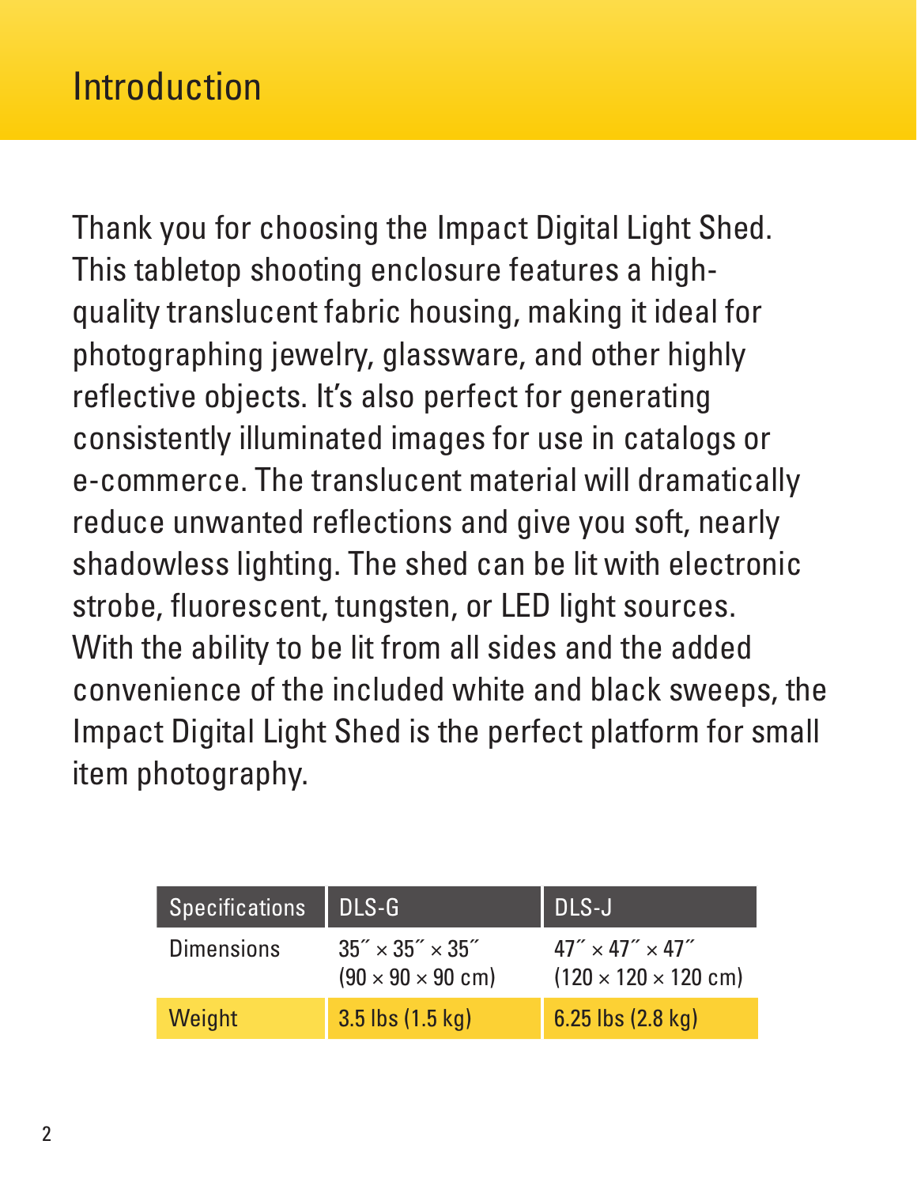# Introduction

Thank you for choosing the Impact Digital Light Shed. This tabletop shooting enclosure features a high-quality translucent fabric housing, making it ideal for photographing jewelry, glassware, and other highly reflective objects. It's also perfect for generating consistently illuminated images for use in catalogs or e-commerce. The translucent material will dramatically reduce unwanted reflections and give you soft, nearly shadowless lighting. The shed can be lit with electronic strobe, fluorescent, tungsten, or LED light sources. With the ability to be lit from all sides and the added convenience of the included white and black sweeps, the Impact Digital Light Shed is the perfect platform for small item photography.

| Specifications | DLS-G | DLS-J |
| --- | --- | --- |
| Dimensions | 35″ × 35″ × 35″ (90 × 90 × 90 cm) | 47″ × 47″ × 47″ (120 × 120 × 120 cm) |
| Weight | 3.5 lbs (1.5 kg) | 6.25 lbs (2.8 kg) |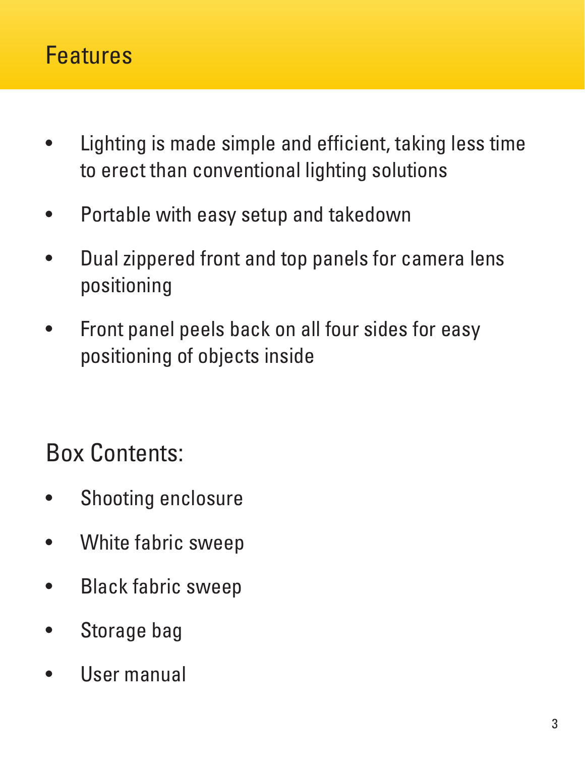# Features

- Lighting is made simple and efficient, taking less time to erect than conventional lighting solutions
- Portable with easy setup and takedown
- Dual zippered front and top panels for camera lens positioning
- Front panel peels back on all four sides for easy positioning of objects inside

## Box Contents:

- Shooting enclosure
- White fabric sweep
- Black fabric sweep
- Storage bag
- User manual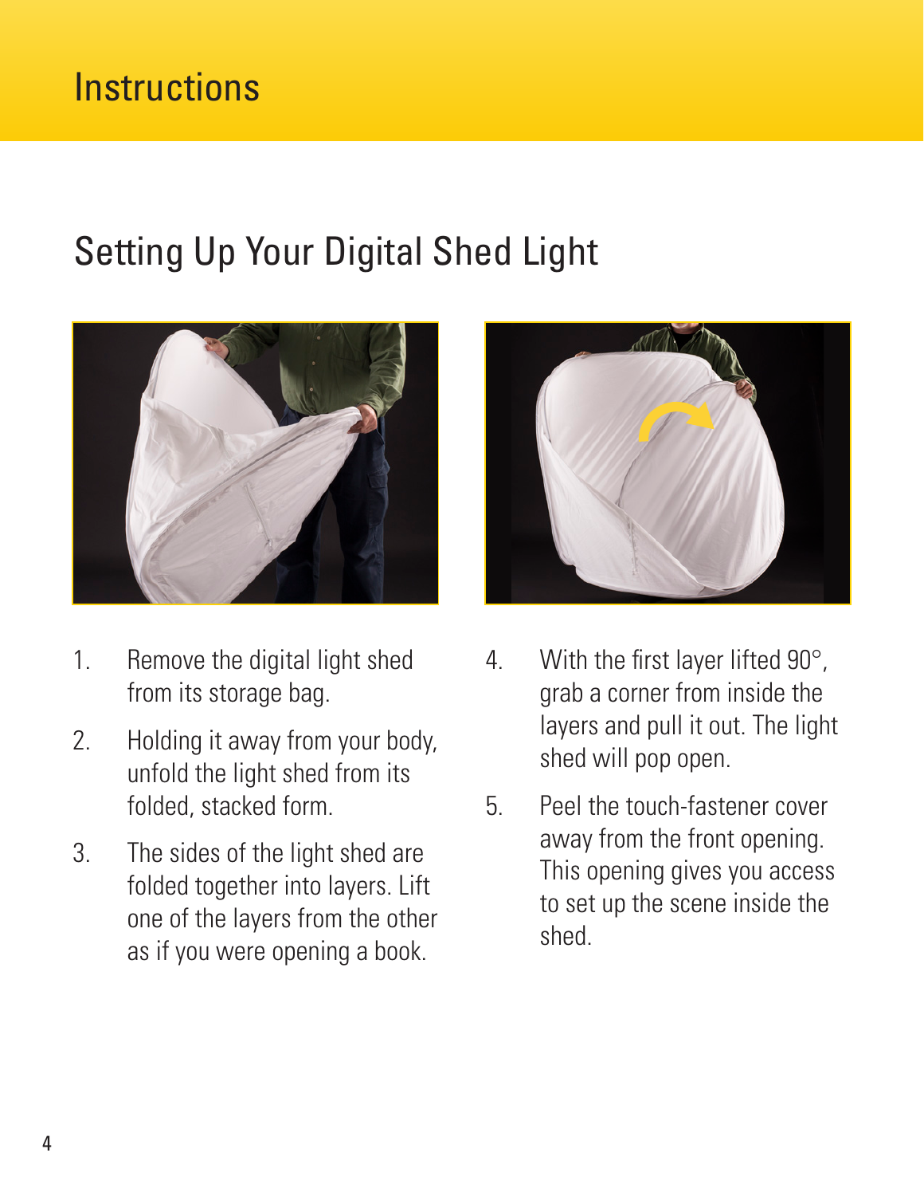# Instructions

## Setting Up Your Digital Shed Light

1. Remove the digital light shed from its storage bag.
2. Holding it away from your body, unfold the light shed from its folded, stacked form.
3. The sides of the light shed are folded together into layers. Lift one of the layers from the other as if you were opening a book.
4. With the first layer lifted 90°, grab a corner from inside the layers and pull it out. The light shed will pop open.
5. Peel the touch-fastener cover away from the front opening. This opening gives you access to set up the scene inside the shed.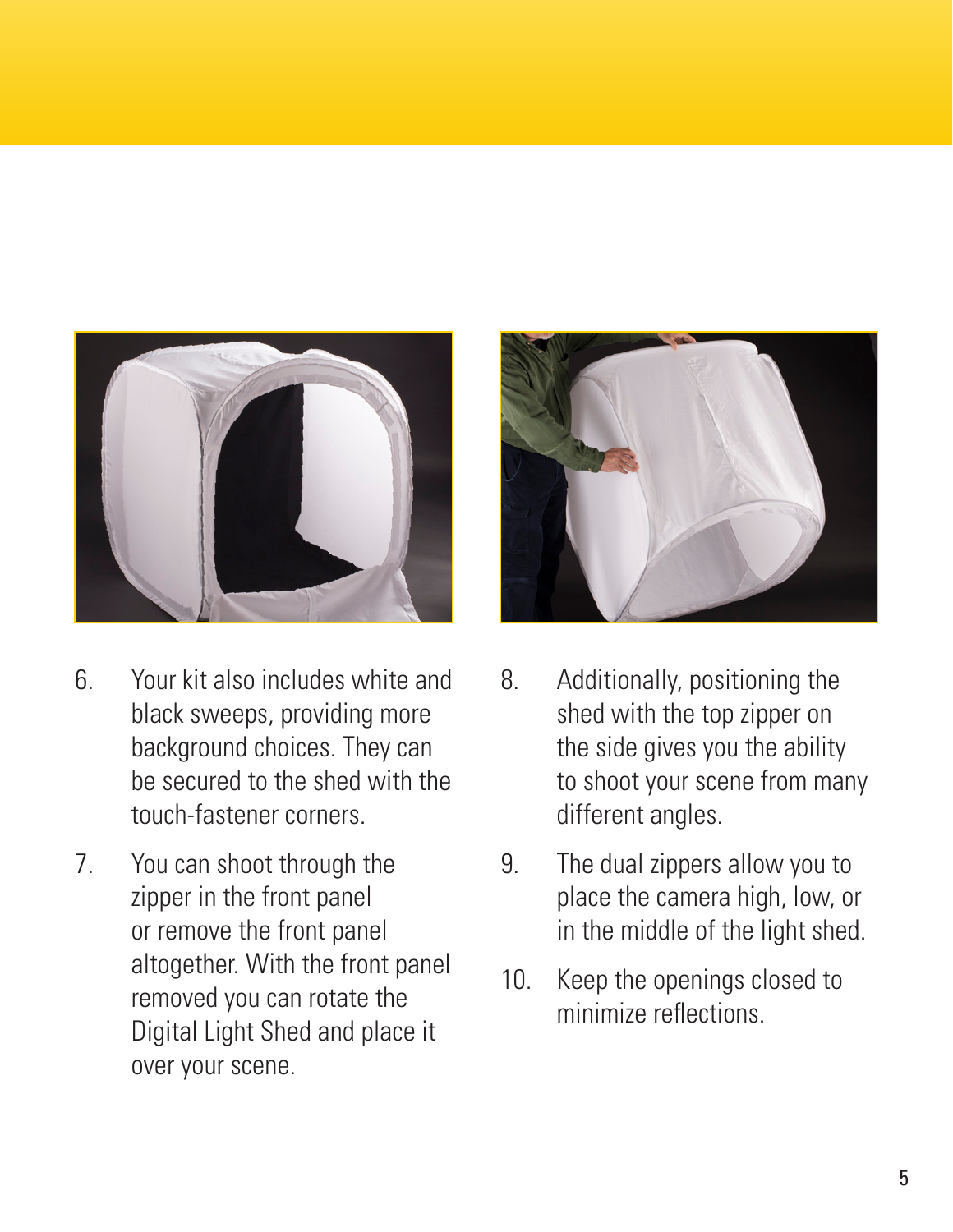6. Your kit also includes white and black sweeps, providing more background choices. They can be secured to the shed with the touch-fastener corners.
7. You can shoot through the zipper in the front panel or remove the front panel altogether. With the front panel removed you can rotate the Digital Light Shed and place it over your scene.
8. Additionally, positioning the shed with the top zipper on the side gives you the ability to shoot your scene from many different angles.
9. The dual zippers allow you to place the camera high, low, or in the middle of the light shed.
10. Keep the openings closed to minimize reflections.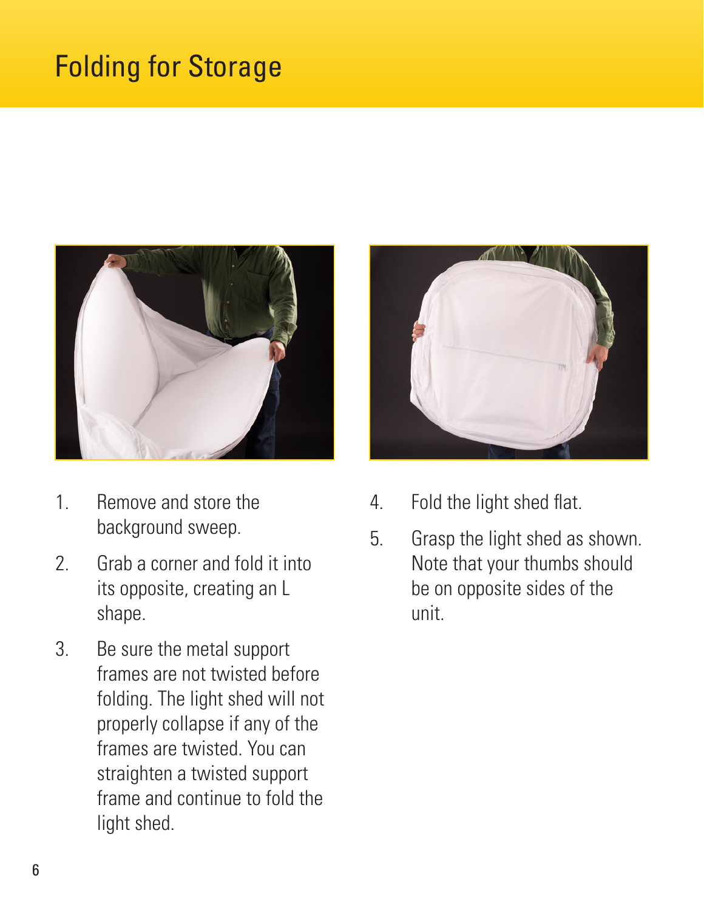# Folding for Storage

1. Remove and store the background sweep.
2. Grab a corner and fold it into its opposite, creating an L shape.
3. Be sure the metal support frames are not twisted before folding. The light shed will not properly collapse if any of the frames are twisted. You can straighten a twisted support frame and continue to fold the light shed.
4. Fold the light shed flat.
5. Grasp the light shed as shown. Note that your thumbs should be on opposite sides of the unit.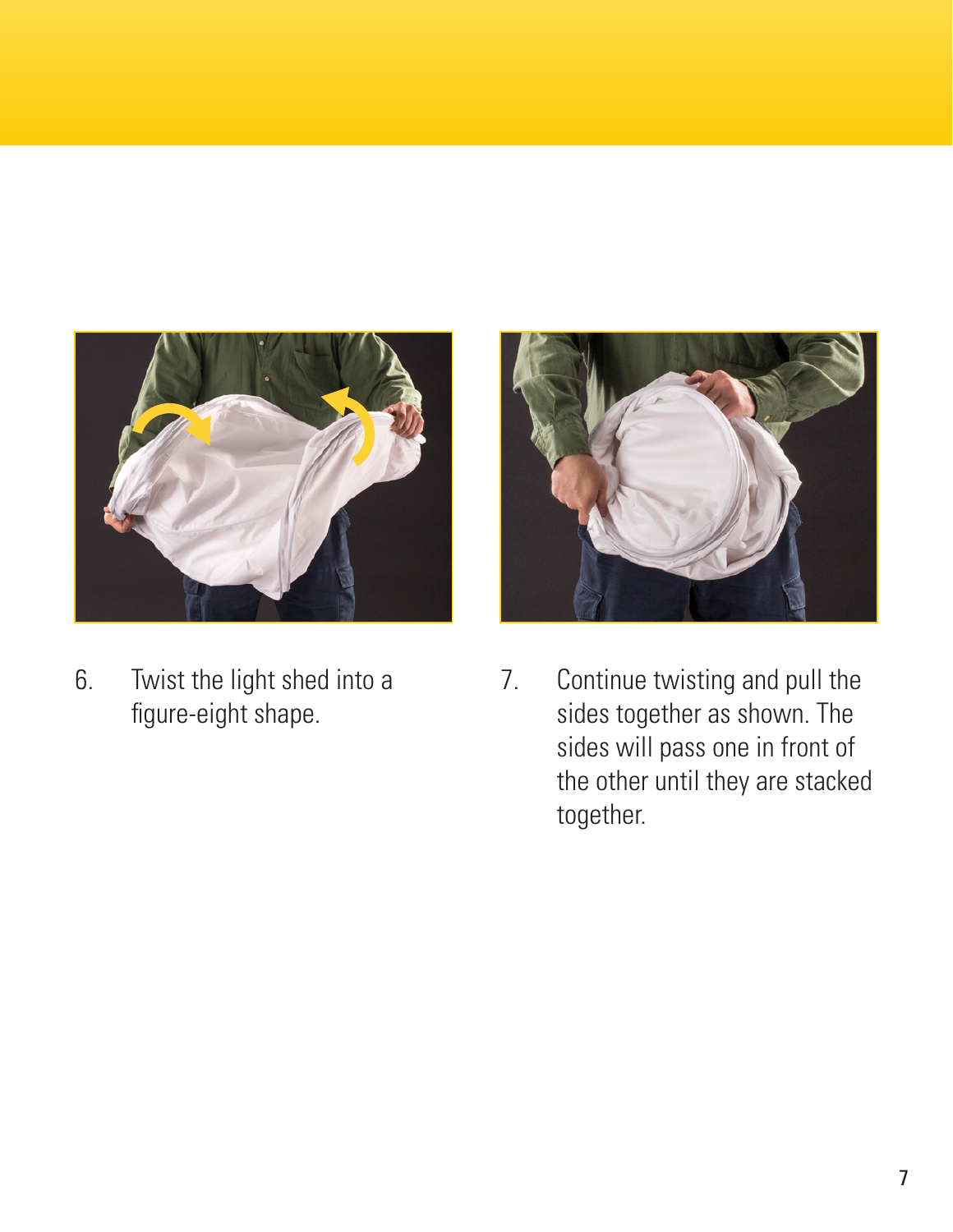6. Twist the light shed into a figure-eight shape.

7. Continue twisting and pull the sides together as shown. The sides will pass one in front of the other until they are stacked together.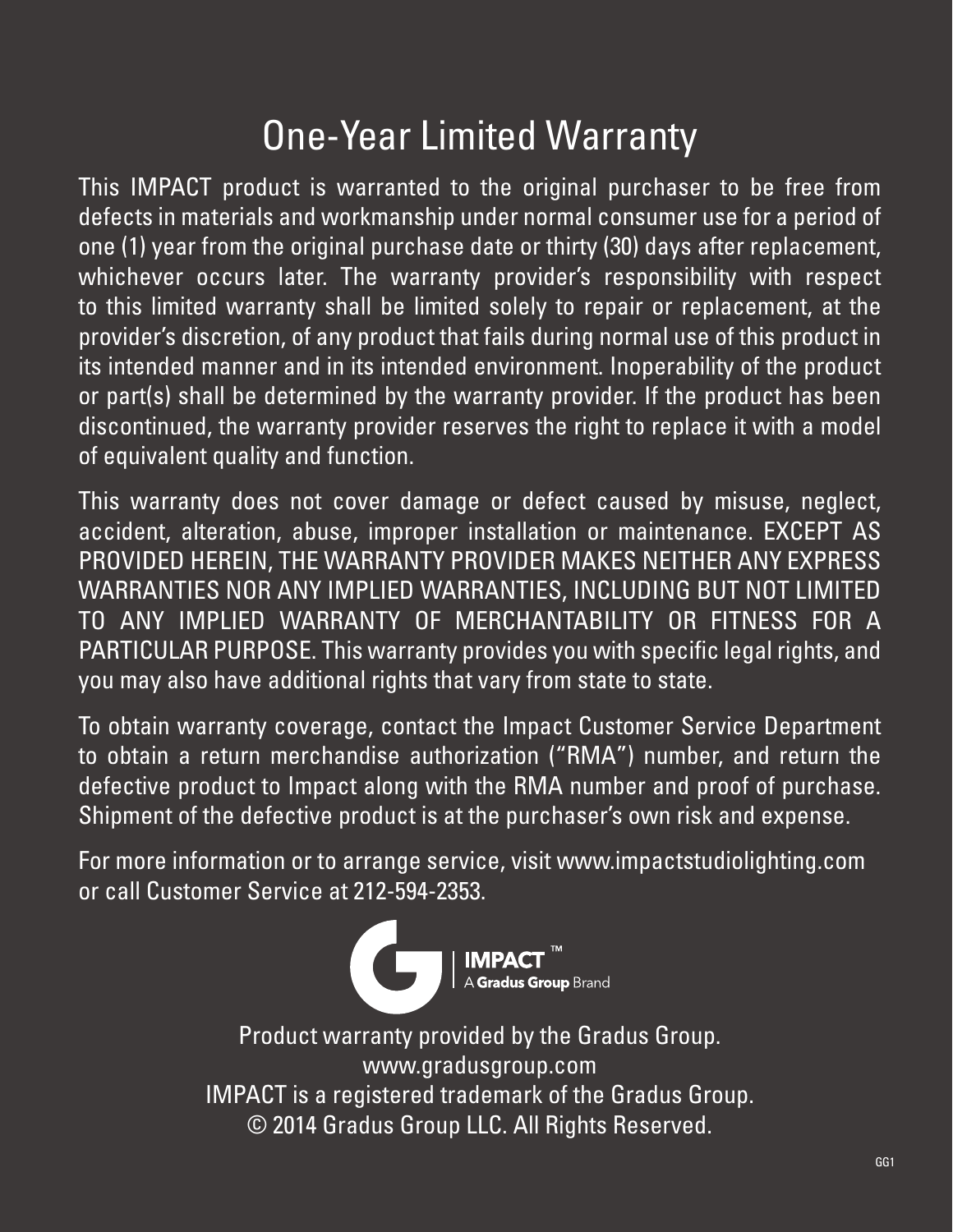# One-Year Limited Warranty

This IMPACT product is warranted to the original purchaser to be free from defects in materials and workmanship under normal consumer use for a period of one (1) year from the original purchase date or thirty (30) days after replacement, whichever occurs later. The warranty provider's responsibility with respect to this limited warranty shall be limited solely to repair or replacement, at the provider's discretion, of any product that fails during normal use of this product in its intended manner and in its intended environment. Inoperability of the product or part(s) shall be determined by the warranty provider. If the product has been discontinued, the warranty provider reserves the right to replace it with a model of equivalent quality and function.

This warranty does not cover damage or defect caused by misuse, neglect, accident, alteration, abuse, improper installation or maintenance. EXCEPT AS PROVIDED HEREIN, THE WARRANTY PROVIDER MAKES NEITHER ANY EXPRESS WARRANTIES NOR ANY IMPLIED WARRANTIES, INCLUDING BUT NOT LIMITED TO ANY IMPLIED WARRANTY OF MERCHANTABILITY OR FITNESS FOR A PARTICULAR PURPOSE. This warranty provides you with specific legal rights, and you may also have additional rights that vary from state to state.

To obtain warranty coverage, contact the Impact Customer Service Department to obtain a return merchandise authorization ("RMA") number, and return the defective product to Impact along with the RMA number and proof of purchase. Shipment of the defective product is at the purchaser's own risk and expense.

For more information or to arrange service, visit www.impactstudiolighting.com or call Customer Service at 212-594-2353.

IMPACT™
A Gradus Group Brand

Product warranty provided by the Gradus Group.
www.gradusgroup.com
IMPACT is a registered trademark of the Gradus Group.
© 2014 Gradus Group LLC. All Rights Reserved.

GG1